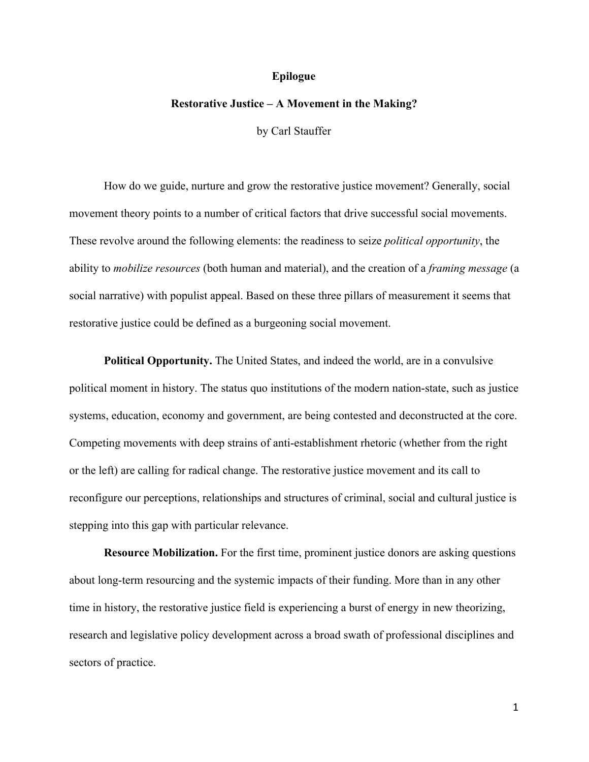# Epilogue

## Restorative Justice – A Movement in the Making?

by Carl Stauffer

How do we guide, nurture and grow the restorative justice movement? Generally, social movement theory points to a number of critical factors that drive successful social movements. These revolve around the following elements: the readiness to seize *political opportunity*, the ability to *mobilize resources* (both human and material), and the creation of a *framing message* (a social narrative) with populist appeal. Based on these three pillars of measurement it seems that restorative justice could be defined as a burgeoning social movement.

**Political Opportunity.** The United States, and indeed the world, are in a convulsive political moment in history. The status quo institutions of the modern nation-state, such as justice systems, education, economy and government, are being contested and deconstructed at the core. Competing movements with deep strains of anti-establishment rhetoric (whether from the right or the left) are calling for radical change. The restorative justice movement and its call to reconfigure our perceptions, relationships and structures of criminal, social and cultural justice is stepping into this gap with particular relevance.

**Resource Mobilization.** For the first time, prominent justice donors are asking questions about long-term resourcing and the systemic impacts of their funding. More than in any other time in history, the restorative justice field is experiencing a burst of energy in new theorizing, research and legislative policy development across a broad swath of professional disciplines and sectors of practice.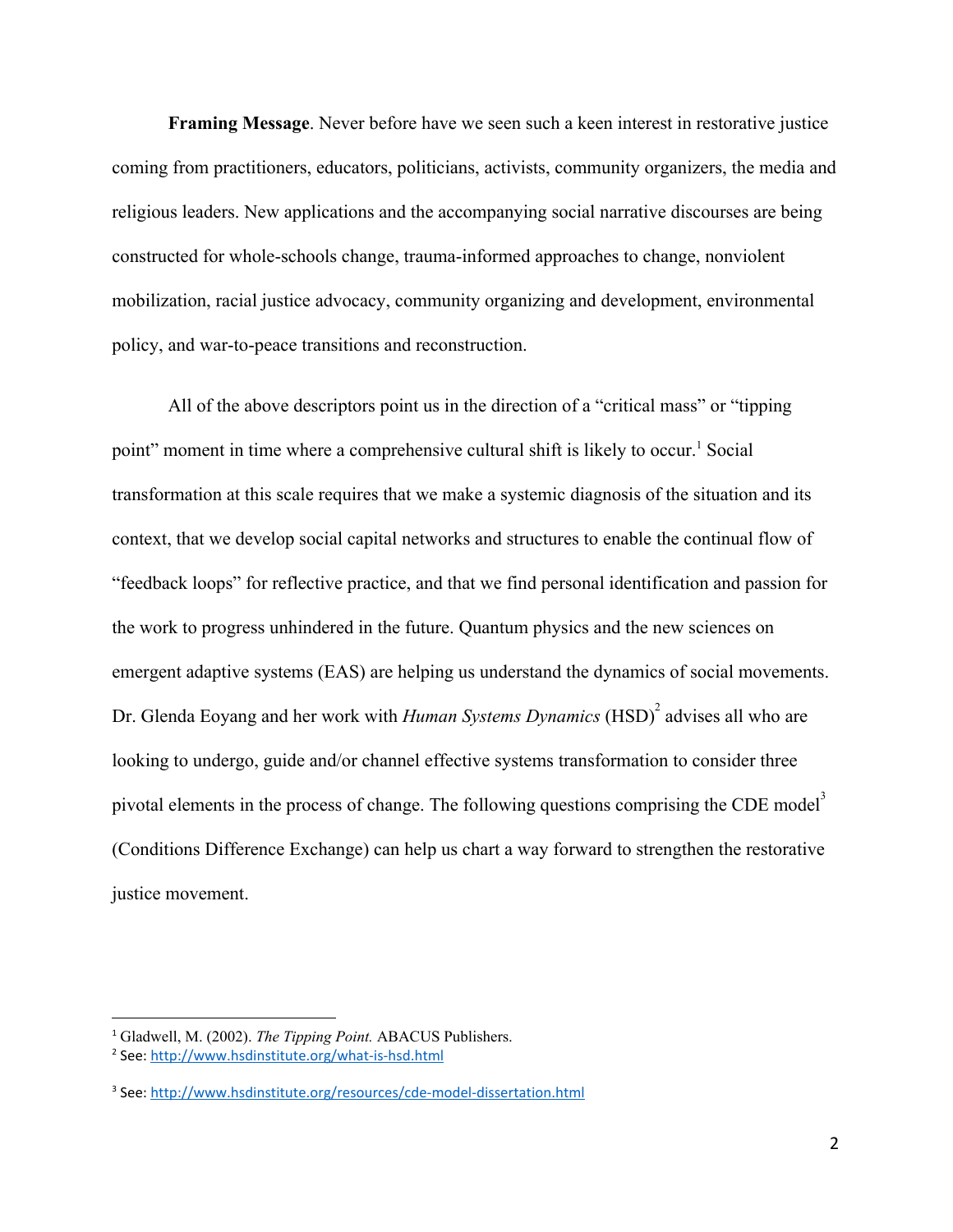**Framing Message**. Never before have we seen such a keen interest in restorative justice coming from practitioners, educators, politicians, activists, community organizers, the media and religious leaders. New applications and the accompanying social narrative discourses are being constructed for whole-schools change, trauma-informed approaches to change, nonviolent mobilization, racial justice advocacy, community organizing and development, environmental policy, and war-to-peace transitions and reconstruction.

All of the above descriptors point us in the direction of a "critical mass" or "tipping point" moment in time where a comprehensive cultural shift is likely to occur.[1] Social transformation at this scale requires that we make a systemic diagnosis of the situation and its context, that we develop social capital networks and structures to enable the continual flow of "feedback loops" for reflective practice, and that we find personal identification and passion for the work to progress unhindered in the future. Quantum physics and the new sciences on emergent adaptive systems (EAS) are helping us understand the dynamics of social movements. Dr. Glenda Eoyang and her work with *Human Systems Dynamics* (HSD)[2] advises all who are looking to undergo, guide and/or channel effective systems transformation to consider three pivotal elements in the process of change. The following questions comprising the CDE model[3] (Conditions Difference Exchange) can help us chart a way forward to strengthen the restorative justice movement.

---

[1] Gladwell, M. (2002). *The Tipping Point.* ABACUS Publishers.

[2] See: http://www.hsdinstitute.org/what-is-hsd.html

[3] See: http://www.hsdinstitute.org/resources/cde-model-dissertation.html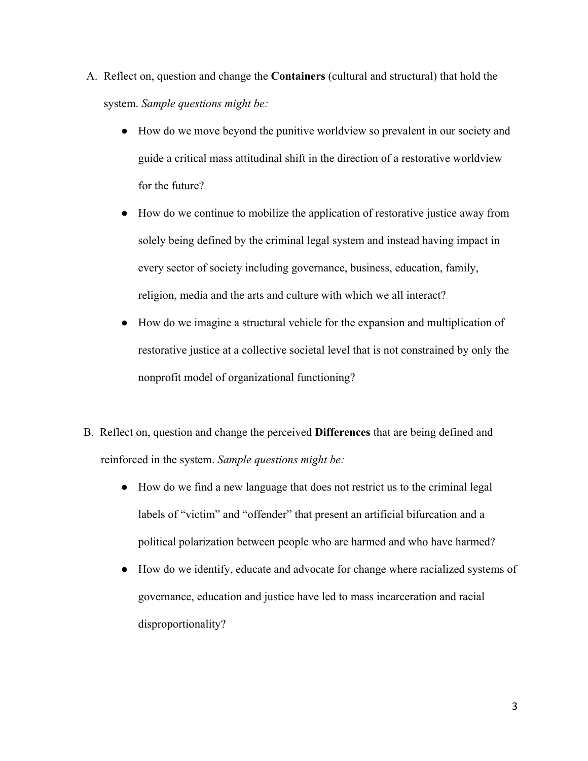A. Reflect on, question and change the **Containers** (cultural and structural) that hold the system. *Sample questions might be:*

   - How do we move beyond the punitive worldview so prevalent in our society and guide a critical mass attitudinal shift in the direction of a restorative worldview for the future?
   - How do we continue to mobilize the application of restorative justice away from solely being defined by the criminal legal system and instead having impact in every sector of society including governance, business, education, family, religion, media and the arts and culture with which we all interact?
   - How do we imagine a structural vehicle for the expansion and multiplication of restorative justice at a collective societal level that is not constrained by only the nonprofit model of organizational functioning?

B. Reflect on, question and change the perceived **Differences** that are being defined and reinforced in the system. *Sample questions might be:*

   - How do we find a new language that does not restrict us to the criminal legal labels of "victim" and "offender" that present an artificial bifurcation and a political polarization between people who are harmed and who have harmed?
   - How do we identify, educate and advocate for change where racialized systems of governance, education and justice have led to mass incarceration and racial disproportionality?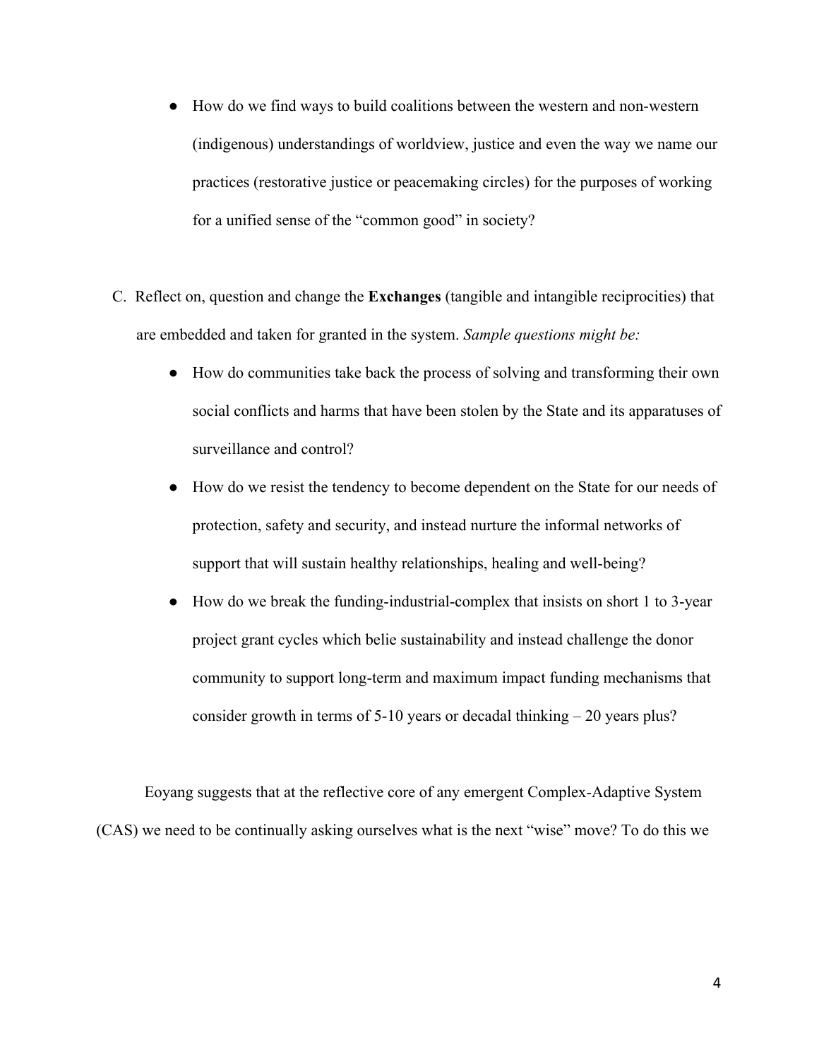- How do we find ways to build coalitions between the western and non-western (indigenous) understandings of worldview, justice and even the way we name our practices (restorative justice or peacemaking circles) for the purposes of working for a unified sense of the "common good" in society?

C. Reflect on, question and change the **Exchanges** (tangible and intangible reciprocities) that are embedded and taken for granted in the system. *Sample questions might be:*

- How do communities take back the process of solving and transforming their own social conflicts and harms that have been stolen by the State and its apparatuses of surveillance and control?
- How do we resist the tendency to become dependent on the State for our needs of protection, safety and security, and instead nurture the informal networks of support that will sustain healthy relationships, healing and well-being?
- How do we break the funding-industrial-complex that insists on short 1 to 3-year project grant cycles which belie sustainability and instead challenge the donor community to support long-term and maximum impact funding mechanisms that consider growth in terms of 5-10 years or decadal thinking – 20 years plus?

Eoyang suggests that at the reflective core of any emergent Complex-Adaptive System (CAS) we need to be continually asking ourselves what is the next "wise" move? To do this we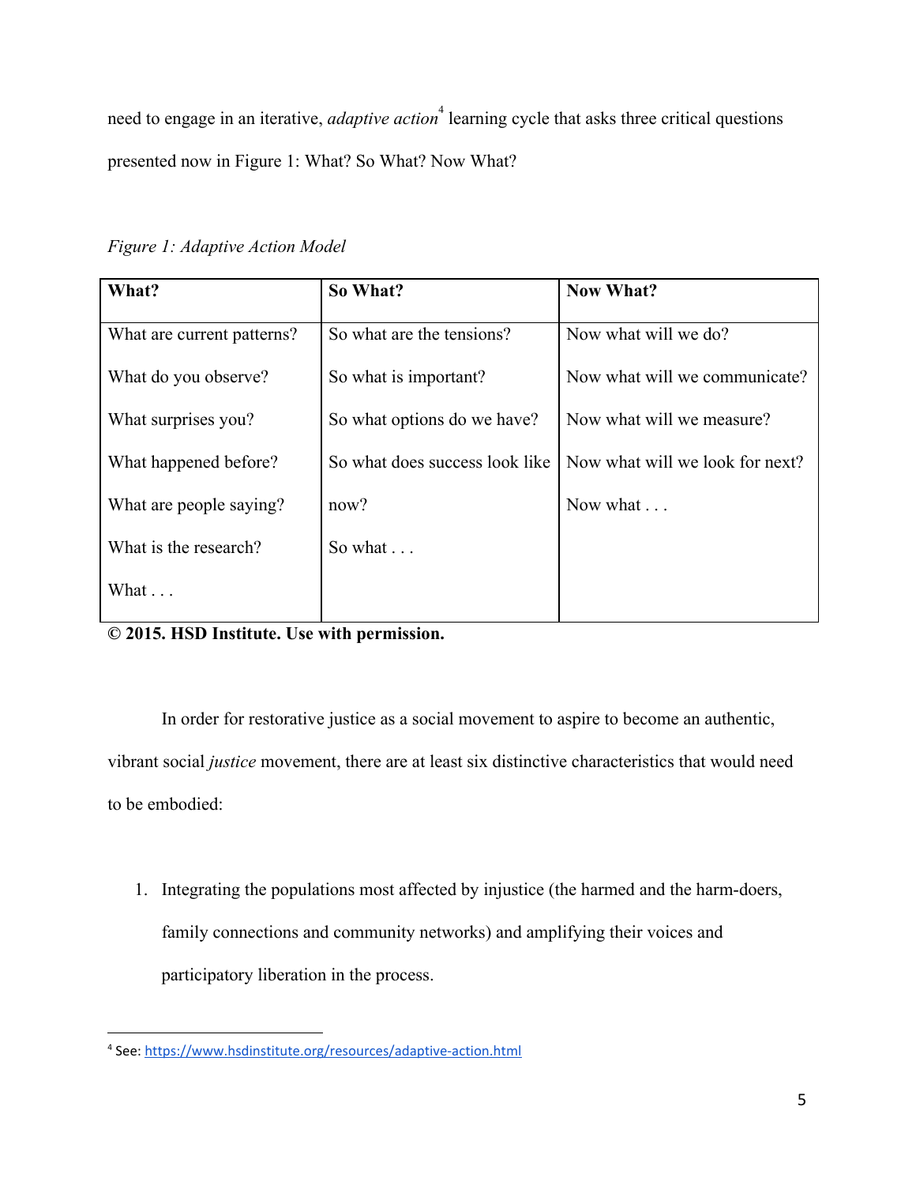need to engage in an iterative, *adaptive action*[4] learning cycle that asks three critical questions presented now in Figure 1: What? So What? Now What?

*Figure 1: Adaptive Action Model*

| **What?** | **So What?** | **Now What?** |
|---|---|---|
| What are current patterns? | So what are the tensions? | Now what will we do? |
| What do you observe? | So what is important? | Now what will we communicate? |
| What surprises you? | So what options do we have? | Now what will we measure? |
| What happened before? | So what does success look like now? | Now what will we look for next? |
| What are people saying? | So what . . . | Now what . . . |
| What is the research? | | |
| What . . . | | |

**© 2015. HSD Institute. Use with permission.**

In order for restorative justice as a social movement to aspire to become an authentic, vibrant social *justice* movement, there are at least six distinctive characteristics that would need to be embodied:

1. Integrating the populations most affected by injustice (the harmed and the harm-doers, family connections and community networks) and amplifying their voices and participatory liberation in the process.

---

[4] See: https://www.hsdinstitute.org/resources/adaptive-action.html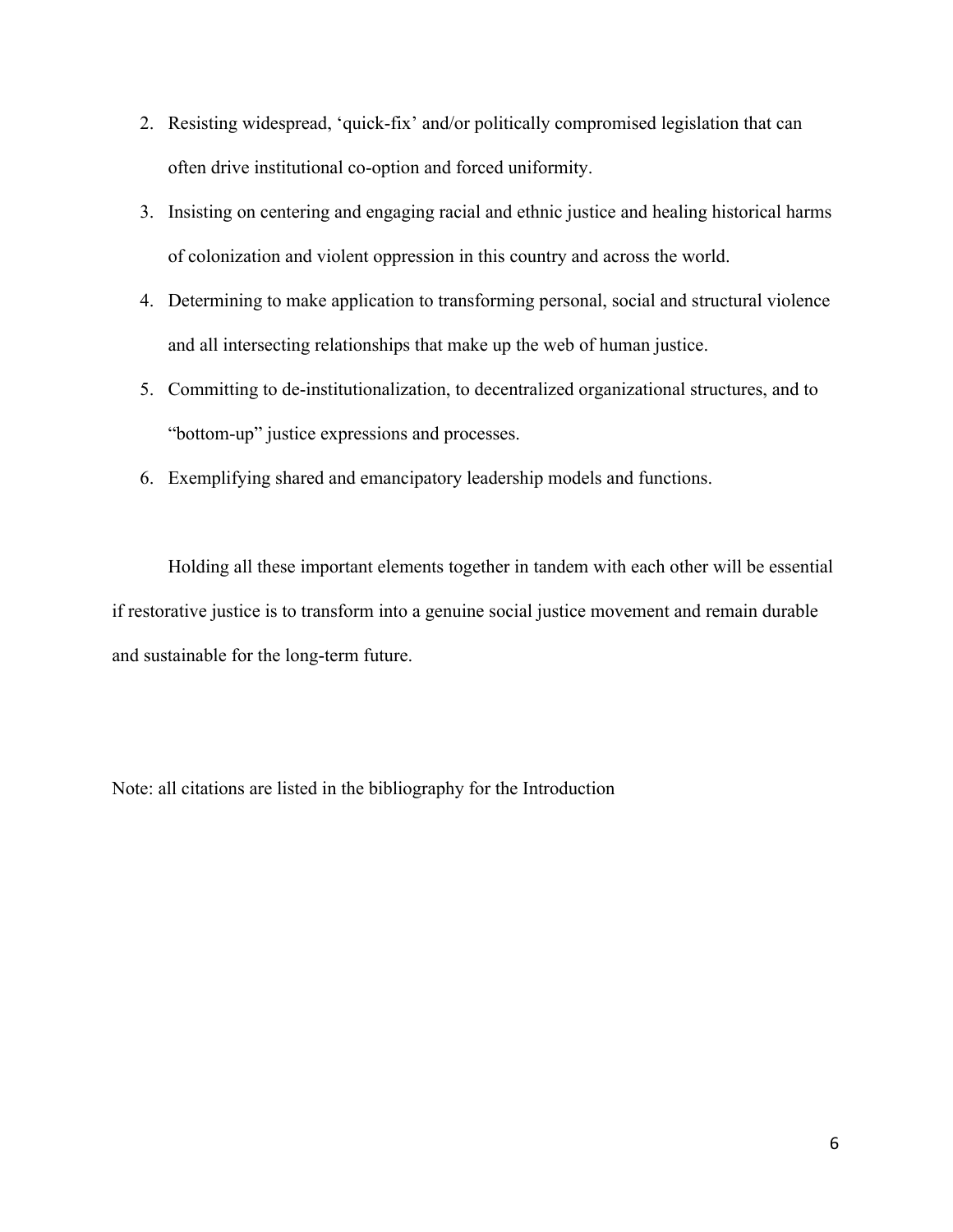2. Resisting widespread, 'quick-fix' and/or politically compromised legislation that can often drive institutional co-option and forced uniformity.
3. Insisting on centering and engaging racial and ethnic justice and healing historical harms of colonization and violent oppression in this country and across the world.
4. Determining to make application to transforming personal, social and structural violence and all intersecting relationships that make up the web of human justice.
5. Committing to de-institutionalization, to decentralized organizational structures, and to "bottom-up" justice expressions and processes.
6. Exemplifying shared and emancipatory leadership models and functions.

Holding all these important elements together in tandem with each other will be essential if restorative justice is to transform into a genuine social justice movement and remain durable and sustainable for the long-term future.

Note: all citations are listed in the bibliography for the Introduction